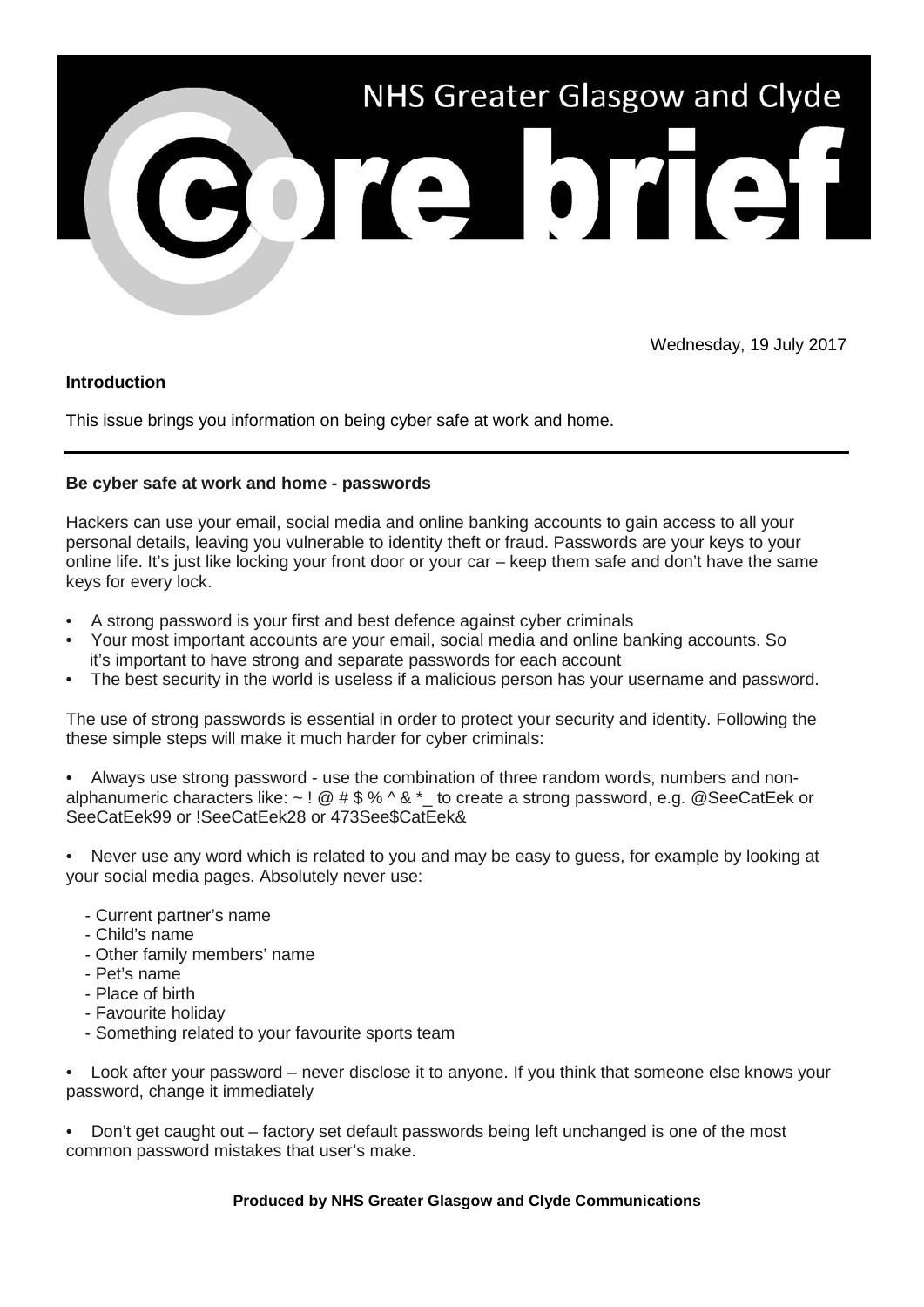# NHS Greater Glasgow and Clyde

# Core brief

Wednesday, 19 July 2017

**Introduction**

This issue brings you information on being cyber safe at work and home.

---

**Be cyber safe at work and home - passwords**

Hackers can use your email, social media and online banking accounts to gain access to all your personal details, leaving you vulnerable to identity theft or fraud. Passwords are your keys to your online life. It's just like locking your front door or your car – keep them safe and don't have the same keys for every lock.

- A strong password is your first and best defence against cyber criminals
- Your most important accounts are your email, social media and online banking accounts. So it's important to have strong and separate passwords for each account
- The best security in the world is useless if a malicious person has your username and password.

The use of strong passwords is essential in order to protect your security and identity. Following the these simple steps will make it much harder for cyber criminals:

- Always use strong password - use the combination of three random words, numbers and non-alphanumeric characters like: ~ ! @ # $ % ^ & *_ to create a strong password, e.g. @SeeCatEek or SeeCatEek99 or !SeeCatEek28 or 473See$CatEek&

- Never use any word which is related to you and may be easy to guess, for example by looking at your social media pages. Absolutely never use:

  - Current partner's name
  - Child's name
  - Other family members' name
  - Pet's name
  - Place of birth
  - Favourite holiday
  - Something related to your favourite sports team

- Look after your password – never disclose it to anyone. If you think that someone else knows your password, change it immediately

- Don't get caught out – factory set default passwords being left unchanged is one of the most common password mistakes that user's make.

**Produced by NHS Greater Glasgow and Clyde Communications**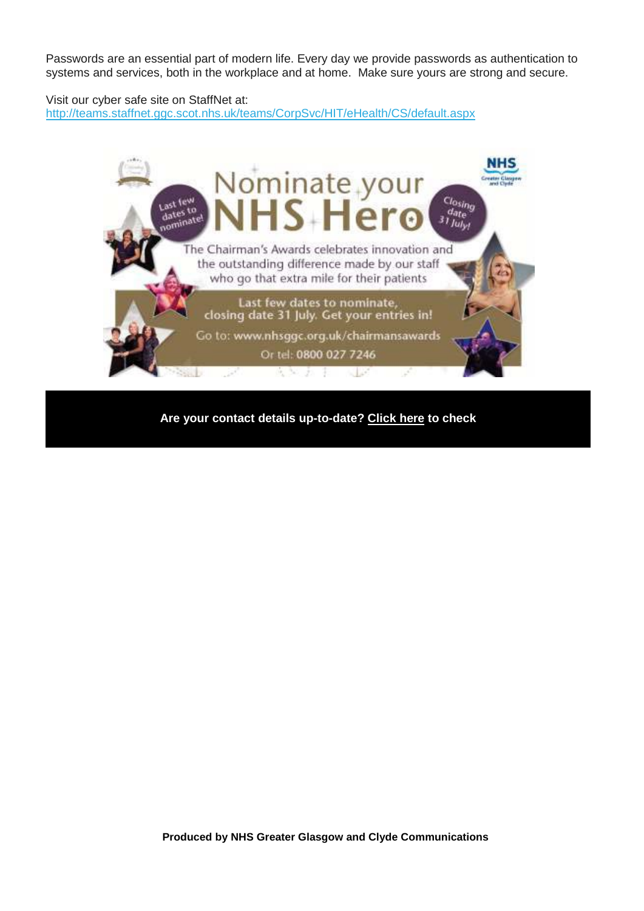Passwords are an essential part of modern life. Every day we provide passwords as authentication to systems and services, both in the workplace and at home. Make sure yours are strong and secure.

Visit our cyber safe site on StaffNet at:
http://teams.staffnet.ggc.scot.nhs.uk/teams/CorpSvc/HIT/eHealth/CS/default.aspx

Nominate your NHS Hero

Last few dates to nominate!

Closing date 31 July!

The Chairman's Awards celebrates innovation and the outstanding difference made by our staff who go that extra mile for their patients

Last few dates to nominate, closing date 31 July. Get your entries in!

Go to: www.nhsggc.org.uk/chairmansawards

Or tel: 0800 027 7246

**Are your contact details up-to-date? Click here to check**

**Produced by NHS Greater Glasgow and Clyde Communications**